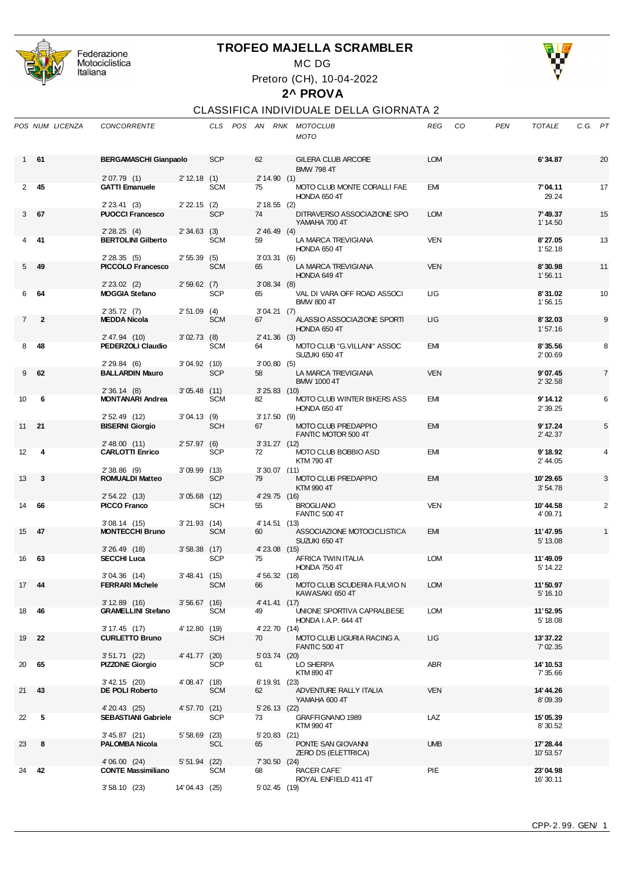Federazione Motociclistica Italiana

# TROFEO MAJELLA SCRAMBLER

MC DG

Pretoro (CH), 10-04-2022

## 2^ PROVA

### CLASSIFICA INDIVIDUALE DELLA GIORNATA 2

| POS | NUM | LICENZA | CONCORRENTE | CLS | POS | AN | RNK | MOTOCLUB / MOTO | REG | CO | PEN | TOTALE | C.G. | PT |
|---|---|---|---|---|---|---|---|---|---|---|---|---|---|---|
| 1 | **61** | | **BERGAMASCHI Gianpaolo** | SCP | | 62 | | GILERA CLUB ARCORE / BMW 798 4T | LOM | | | **6'34.87** | | 20 |
| | | | 2'07.79 (1) / 2'12.18 (1) / 2'14.90 (1) | | | | | | | | | | | |
| 2 | **45** | | **GATTI Emanuele** | SCM | | 75 | | MOTO CLUB MONTE CORALLI FAE / HONDA 650 4T | EMI | | | **7'04.11** / 29.24 | | 17 |
| | | | 2'23.41 (3) / 2'22.15 (2) / 2'18.55 (2) | | | | | | | | | | | |
| 3 | **67** | | **PUOCCI Francesco** | SCP | | 74 | | DITRAVERSO ASSOCIAZIONE SPO / YAMAHA 700 4T | LOM | | | **7'49.37** / 1'14.50 | | 15 |
| | | | 2'28.25 (4) / 2'34.63 (3) / 2'46.49 (4) | | | | | | | | | | | |
| 4 | **41** | | **BERTOLINI Gilberto** | SCM | | 59 | | LA MARCA TREVIGIANA / HONDA 650 4T | VEN | | | **8'27.05** / 1'52.18 | | 13 |
| | | | 2'28.35 (5) / 2'55.39 (5) / 3'03.31 (6) | | | | | | | | | | | |
| 5 | **49** | | **PICCOLO Francesco** | SCM | | 65 | | LA MARCA TREVIGIANA / HONDA 649 4T | VEN | | | **8'30.98** / 1'56.11 | | 11 |
| | | | 2'23.02 (2) / 2'59.62 (7) / 3'08.34 (8) | | | | | | | | | | | |
| 6 | **64** | | **MOGGIA Stefano** | SCP | | 65 | | VAL DI VARA OFF ROAD ASSOCI / BMW 800 4T | LIG | | | **8'31.02** / 1'56.15 | | 10 |
| | | | 2'35.72 (7) / 2'51.09 (4) / 3'04.21 (7) | | | | | | | | | | | |
| 7 | **2** | | **MEDDA Nicola** | SCM | | 67 | | ALASSIO ASSOCIAZIONE SPORTI / HONDA 650 4T | LIG | | | **8'32.03** / 1'57.16 | | 9 |
| | | | 2'47.94 (10) / 3'02.73 (8) / 2'41.36 (3) | | | | | | | | | | | |
| 8 | **48** | | **PEDERZOLI Claudio** | SCM | | 64 | | MOTO CLUB "G.VILLANI" ASSOC / SUZUKI 650 4T | EMI | | | **8'35.56** / 2'00.69 | | 8 |
| | | | 2'29.84 (6) / 3'04.92 (10) / 3'00.80 (5) | | | | | | | | | | | |
| 9 | **62** | | **BALLARDIN Mauro** | SCP | | 58 | | LA MARCA TREVIGIANA / BMW 1000 4T | VEN | | | **9'07.45** / 2'32.58 | | 7 |
| | | | 2'36.14 (8) / 3'05.48 (11) / 3'25.83 (10) | | | | | | | | | | | |
| 10 | **6** | | **MONTANARI Andrea** | SCM | | 82 | | MOTO CLUB WINTER BIKERS ASS / HONDA 650 4T | EMI | | | **9'14.12** / 2'39.25 | | 6 |
| | | | 2'52.49 (12) / 3'04.13 (9) / 3'17.50 (9) | | | | | | | | | | | |
| 11 | **21** | | **BISERNI Giorgio** | SCH | | 67 | | MOTO CLUB PREDAPPIO / FANTIC MOTOR 500 4T | EMI | | | **9'17.24** / 2'42.37 | | 5 |
| | | | 2'48.00 (11) / 2'57.97 (6) / 3'31.27 (12) | | | | | | | | | | | |
| 12 | **4** | | **CARLOTTI Enrico** | SCP | | 72 | | MOTO CLUB BOBBIO ASD / KTM 790 4T | EMI | | | **9'18.92** / 2'44.05 | | 4 |
| | | | 2'38.86 (9) / 3'09.99 (13) / 3'30.07 (11) | | | | | | | | | | | |
| 13 | **3** | | **ROMUALDI Matteo** | SCP | | 79 | | MOTO CLUB PREDAPPIO / KTM 990 4T | EMI | | | **10'29.65** / 3'54.78 | | 3 |
| | | | 2'54.22 (13) / 3'05.68 (12) / 4'29.75 (16) | | | | | | | | | | | |
| 14 | **66** | | **PICCO Franco** | SCH | | 55 | | BROGLIANO / FANTIC 500 4T | VEN | | | **10'44.58** / 4'09.71 | | 2 |
| | | | 3'08.14 (15) / 3'21.93 (14) / 4'14.51 (13) | | | | | | | | | | | |
| 15 | **47** | | **MONTECCHI Bruno** | SCM | | 60 | | ASSOCIAZIONE MOTOCICLISTICA / SUZUKI 650 4T | EMI | | | **11'47.95** / 5'13.08 | | 1 |
| | | | 3'26.49 (18) / 3'58.38 (17) / 4'23.08 (15) | | | | | | | | | | | |
| 16 | **63** | | **SECCHI Luca** | SCP | | 75 | | AFRICA TWIN ITALIA / HONDA 750 4T | LOM | | | **11'49.09** / 5'14.22 | | |
| | | | 3'04.36 (14) / 3'48.41 (15) / 4'56.32 (18) | | | | | | | | | | | |
| 17 | **44** | | **FERRARI Michele** | SCM | | 66 | | MOTO CLUB SCUDERIA FULVIO N / KAWASAKI 650 4T | LOM | | | **11'50.97** / 5'16.10 | | |
| | | | 3'12.89 (16) / 3'56.67 (16) / 4'41.41 (17) | | | | | | | | | | | |
| 18 | **46** | | **GRAMELLINI Stefano** | SCM | | 49 | | UNIONE SPORTIVA CAPRALBESE / HONDA I.A.P. 644 4T | LOM | | | **11'52.95** / 5'18.08 | | |
| | | | 3'17.45 (17) / 4'12.80 (19) / 4'22.70 (14) | | | | | | | | | | | |
| 19 | **22** | | **CURLETTO Bruno** | SCH | | 70 | | MOTO CLUB LIGURIA RACING A. / FANTIC 500 4T | LIG | | | **13'37.22** / 7'02.35 | | |
| | | | 3'51.71 (22) / 4'41.77 (20) / 5'03.74 (20) | | | | | | | | | | | |
| 20 | **65** | | **PIZZONE Giorgio** | SCP | | 61 | | LO SHERPA / KTM 890 4T | ABR | | | **14'10.53** / 7'35.66 | | |
| | | | 3'42.15 (20) / 4'08.47 (18) / 6'19.91 (23) | | | | | | | | | | | |
| 21 | **43** | | **DE POLI Roberto** | SCM | | 62 | | ADVENTURE RALLY ITALIA / YAMAHA 600 4T | VEN | | | **14'44.26** / 8'09.39 | | |
| | | | 4'20.43 (25) / 4'57.70 (21) / 5'26.13 (22) | | | | | | | | | | | |
| 22 | **5** | | **SEBASTIANI Gabriele** | SCP | | 73 | | GRAFFIGNANO 1989 / KTM 990 4T | LAZ | | | **15'05.39** / 8'30.52 | | |
| | | | 3'45.87 (21) / 5'58.69 (23) / 5'20.83 (21) | | | | | | | | | | | |
| 23 | **8** | | **PALOMBA Nicola** | SCL | | 65 | | PONTE SAN GIOVANNI / ZERO DS (ELETTRICA) | UMB | | | **17'28.44** / 10'53.57 | | |
| | | | 4'06.00 (24) / 5'51.94 (22) / 7'30.50 (24) | | | | | | | | | | | |
| 24 | **42** | | **CONTE Massimiliano** | SCM | | 68 | | RACER CAFE` / ROYAL ENFIELD 411 4T | PIE | | | **23'04.98** / 16'30.11 | | |
| | | | 3'58.10 (23) / 14'04.43 (25) / 5'02.45 (19) | | | | | | | | | | | |

CPP-2.99. GEN/ 1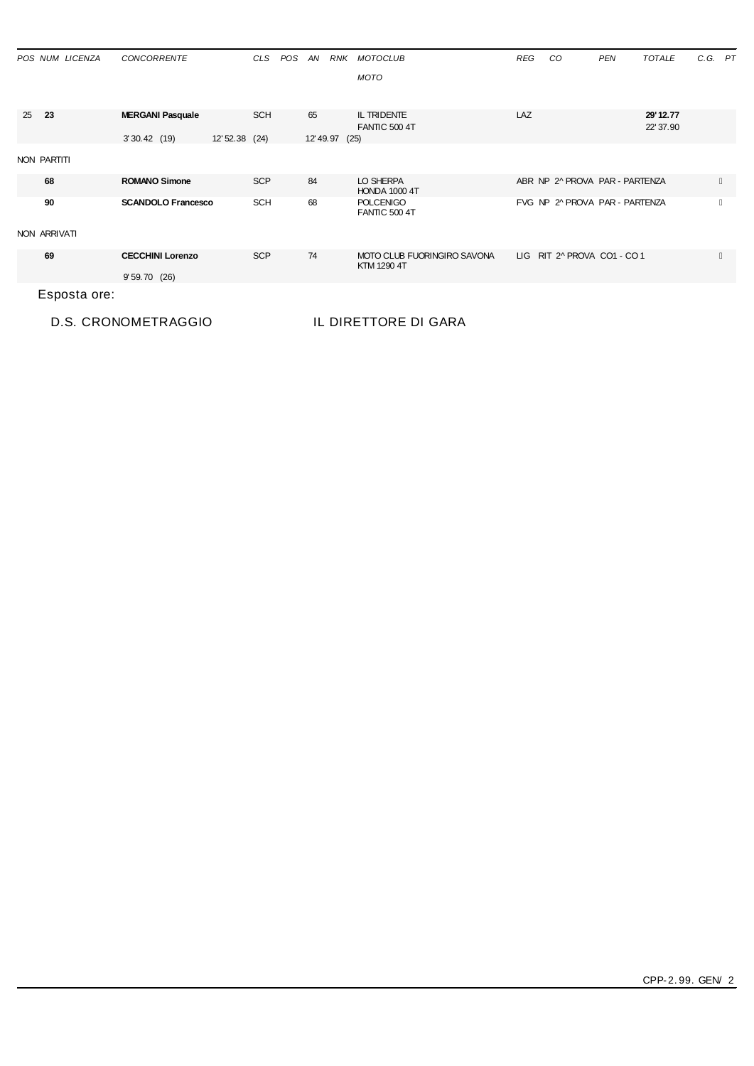| POS | NUM | LICENZA | CONCORRENTE | CLS | POS | AN | RNK | MOTOCLUB / MOTO | REG | CO | PEN | TOTALE | C.G. | PT |
|---|---|---|---|---|---|---|---|---|---|---|---|---|---|---|
| 25 | **23** | | **MERGANI Pasquale** | SCH | | 65 | | IL TRIDENTE / FANTIC 500 4T | LAZ | | | **29' 12.77** / 22' 37.90 | | |
| | | | 3' 30.42 (19) | 12' 52.38 (24) | | 12' 49.97 (25) | | | | | | | | |

NON PARTITI

| POS | NUM | LICENZA | CONCORRENTE | CLS | POS | AN | RNK | MOTOCLUB / MOTO | REG | CO | PEN | TOTALE | C.G. | PT |
|---|---|---|---|---|---|---|---|---|---|---|---|---|---|---|
| | **68** | | **ROMANO Simone** | SCP | | 84 | | LO SHERPA / HONDA 1000 4T | ABR | NP 2^ PROVA PAR - PARTENZA | | | | |
| | **90** | | **SCANDOLO Francesco** | SCH | | 68 | | POLCENIGO / FANTIC 500 4T | FVG | NP 2^ PROVA PAR - PARTENZA | | | | |

NON ARRIVATI

| POS | NUM | LICENZA | CONCORRENTE | CLS | POS | AN | RNK | MOTOCLUB / MOTO | REG | CO | PEN | TOTALE | C.G. | PT |
|---|---|---|---|---|---|---|---|---|---|---|---|---|---|---|
| | **69** | | **CECCHINI Lorenzo** | SCP | | 74 | | MOTO CLUB FUORINGIRO SAVONA / KTM 1290 4T | LIG | RIT 2^ PROVA CO1 - CO 1 | | | | |
| | | | 9' 59.70 (26) | | | | | | | | | | | |

Esposta ore:

D.S. CRONOMETRAGGIO

IL DIRETTORE DI GARA

CPP-2.99. GEN/ 2